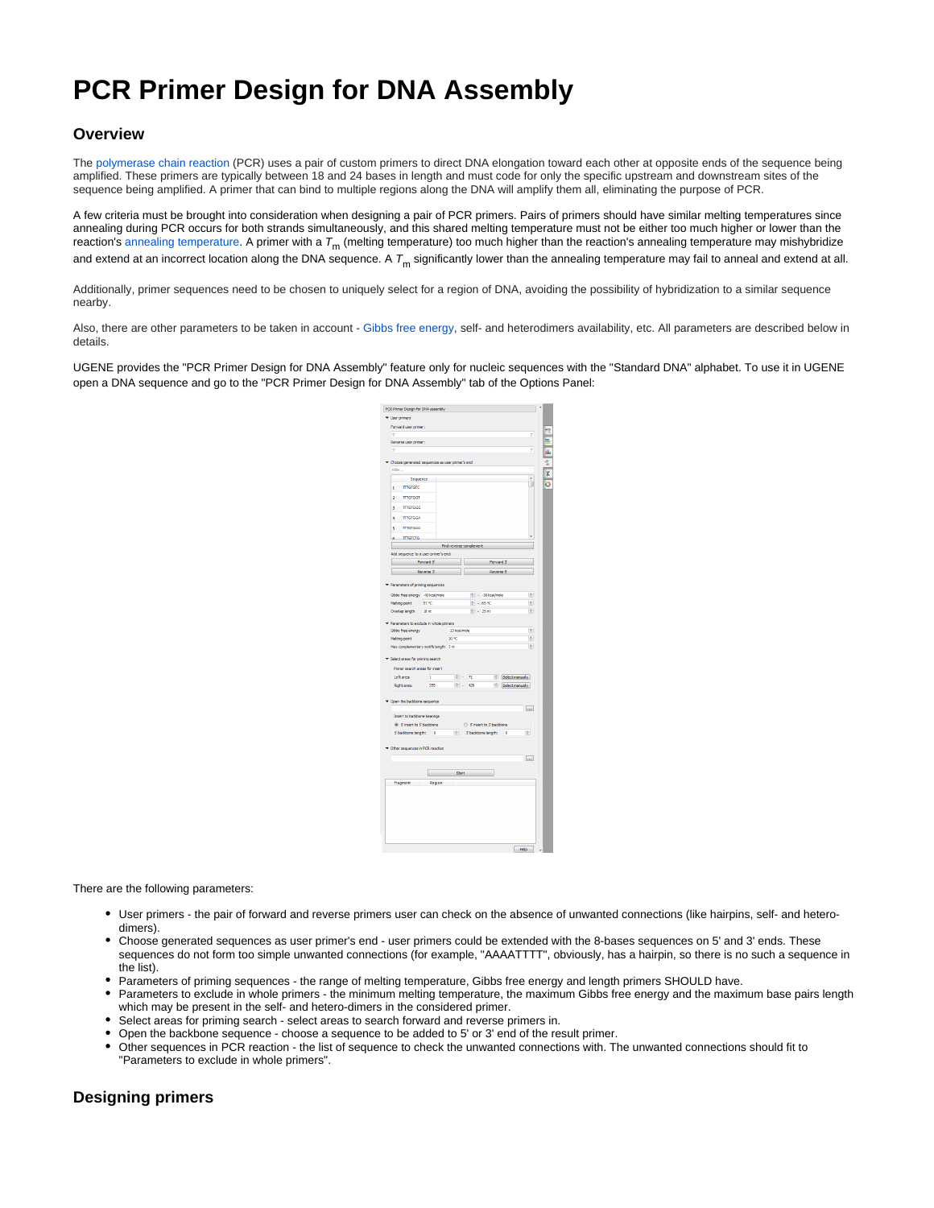# PCR Primer Design for DNA Assembly

## Overview

The polymerase chain reaction (PCR) uses a pair of custom primers to direct DNA elongation toward each other at opposite ends of the sequence being amplified. These primers are typically between 18 and 24 bases in length and must code for only the specific upstream and downstream sites of the sequence being amplified. A primer that can bind to multiple regions along the DNA will amplify them all, eliminating the purpose of PCR.

A few criteria must be brought into consideration when designing a pair of PCR primers. Pairs of primers should have similar melting temperatures since annealing during PCR occurs for both strands simultaneously, and this shared melting temperature must not be either too much higher or lower than the reaction's annealing temperature. A primer with a $T_m$ (melting temperature) too much higher than the reaction's annealing temperature may mishybridize and extend at an incorrect location along the DNA sequence. A $T_m$ significantly lower than the annealing temperature may fail to anneal and extend at all.

Additionally, primer sequences need to be chosen to uniquely select for a region of DNA, avoiding the possibility of hybridization to a similar sequence nearby.

Also, there are other parameters to be taken in account - Gibbs free energy, self- and heterodimers availability, etc. All parameters are described below in details.

UGENE provides the "PCR Primer Design for DNA Assembly" feature only for nucleic sequences with the "Standard DNA" alphabet. To use it in UGENE open a DNA sequence and go to the "PCR Primer Design for DNA Assembly" tab of the Options Panel:

There are the following parameters:

- User primers - the pair of forward and reverse primers user can check on the absence of unwanted connections (like hairpins, self- and hetero-dimers).
- Choose generated sequences as user primer's end - user primers could be extended with the 8-bases sequences on 5' and 3' ends. These sequences do not form too simple unwanted connections (for example, "AAAATTTT", obviously, has a hairpin, so there is no such a sequence in the list).
- Parameters of priming sequences - the range of melting temperature, Gibbs free energy and length primers SHOULD have.
- Parameters to exclude in whole primers - the minimum melting temperature, the maximum Gibbs free energy and the maximum base pairs length which may be present in the self- and hetero-dimers in the considered primer.
- Select areas for priming search - select areas to search forward and reverse primers in.
- Open the backbone sequence - choose a sequence to be added to 5' or 3' end of the result primer.
- Other sequences in PCR reaction - the list of sequence to check the unwanted connections with. The unwanted connections should fit to "Parameters to exclude in whole primers".

## Designing primers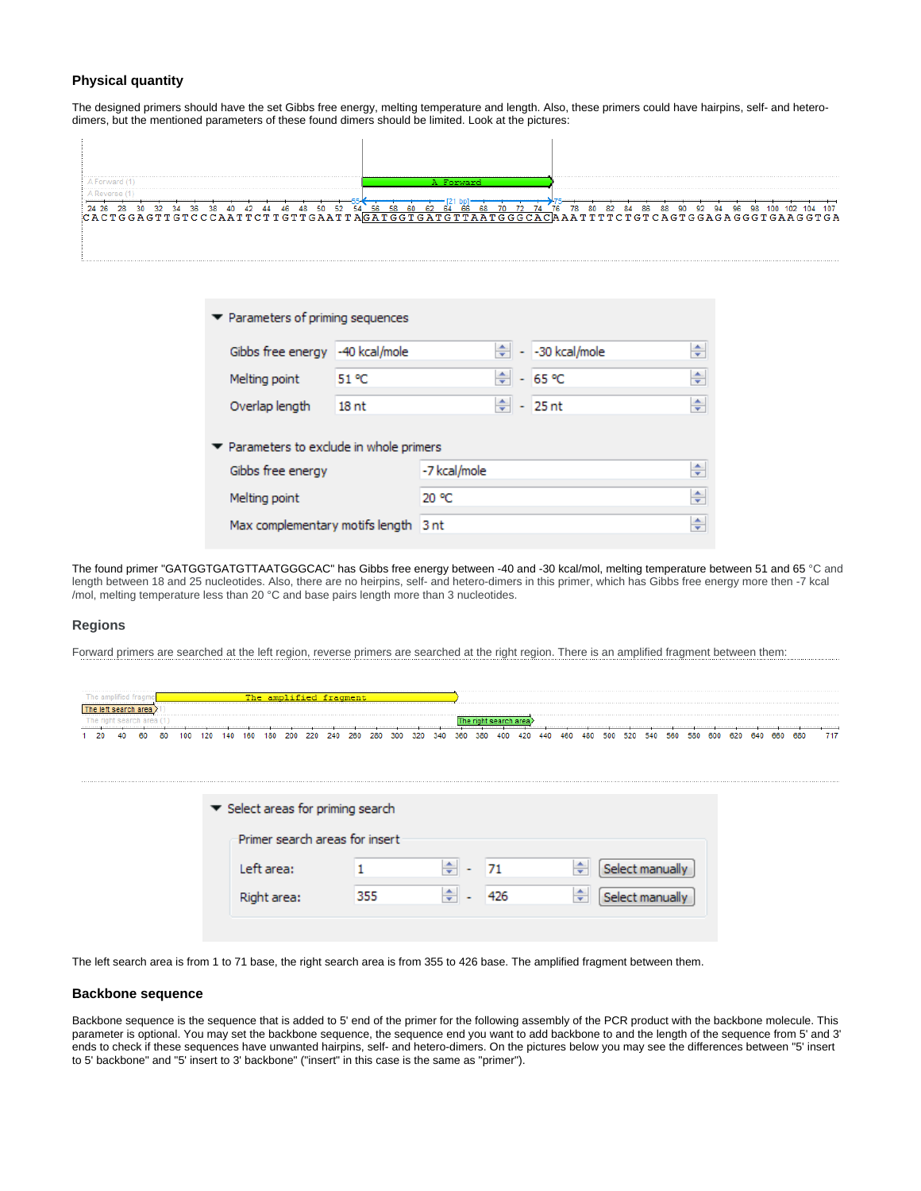### Physical quantity

The designed primers should have the set Gibbs free energy, melting temperature and length. Also, these primers could have hairpins, self- and hetero-dimers, but the mentioned parameters of these found dimers should be limited. Look at the pictures:

The found primer "GATGGTGATGTTAATGGGCAC" has Gibbs free energy between -40 and -30 kcal/mol, melting temperature between 51 and 65 °C and length between 18 and 25 nucleotides. Also, there are no hairpins, self- and hetero-dimers in this primer, which has Gibbs free energy more then -7 kcal/mol, melting temperature less than 20 °C and base pairs length more than 3 nucleotides.

### Regions

Forward primers are searched at the left region, reverse primers are searched at the right region. There is an amplified fragment between them:

The left search area is from 1 to 71 base, the right search area is from 355 to 426 base. The amplified fragment between them.

### Backbone sequence

Backbone sequence is the sequence that is added to 5' end of the primer for the following assembly of the PCR product with the backbone molecule. This parameter is optional. You may set the backbone sequence, the sequence end you want to add backbone to and the length of the sequence from 5' and 3' ends to check if these sequences have unwanted hairpins, self- and hetero-dimers. On the pictures below you may see the differences between "5' insert to 5' backbone" and "5' insert to 3' backbone" ("insert" in this case is the same as "primer").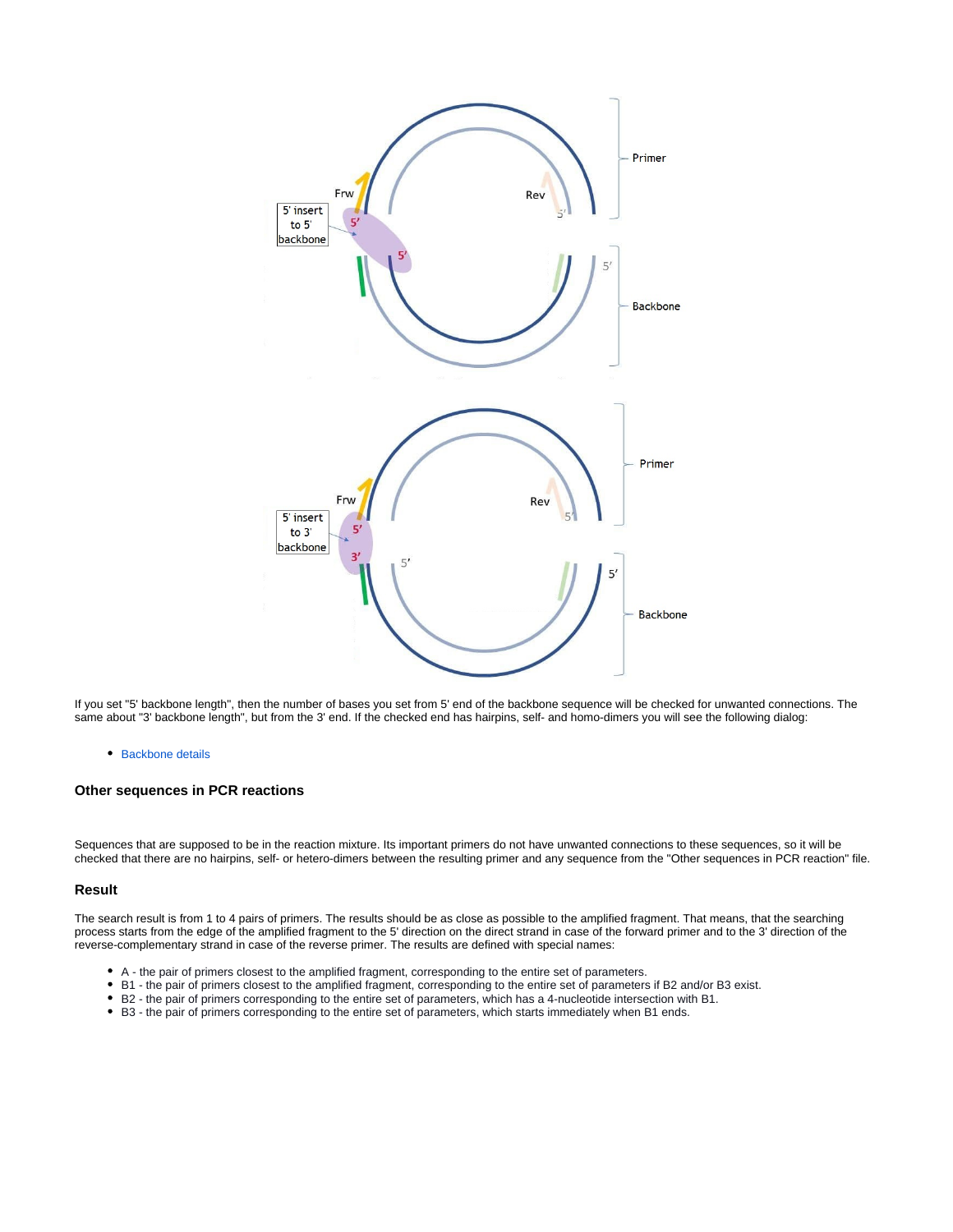If you set "5' backbone length", then the number of bases you set from 5' end of the backbone sequence will be checked for unwanted connections. The same about "3' backbone length", but from the 3' end. If the checked end has hairpins, self- and homo-dimers you will see the following dialog:

- Backbone details

### Other sequences in PCR reactions

Sequences that are supposed to be in the reaction mixture. Its important primers do not have unwanted connections to these sequences, so it will be checked that there are no hairpins, self- or hetero-dimers between the resulting primer and any sequence from the "Other sequences in PCR reaction" file.

### Result

The search result is from 1 to 4 pairs of primers. The results should be as close as possible to the amplified fragment. That means, that the searching process starts from the edge of the amplified fragment to the 5' direction on the direct strand in case of the forward primer and to the 3' direction of the reverse-complementary strand in case of the reverse primer. The results are defined with special names:

- A - the pair of primers closest to the amplified fragment, corresponding to the entire set of parameters.
- B1 - the pair of primers closest to the amplified fragment, corresponding to the entire set of parameters if B2 and/or B3 exist.
- B2 - the pair of primers corresponding to the entire set of parameters, which has a 4-nucleotide intersection with B1.
- B3 - the pair of primers corresponding to the entire set of parameters, which starts immediately when B1 ends.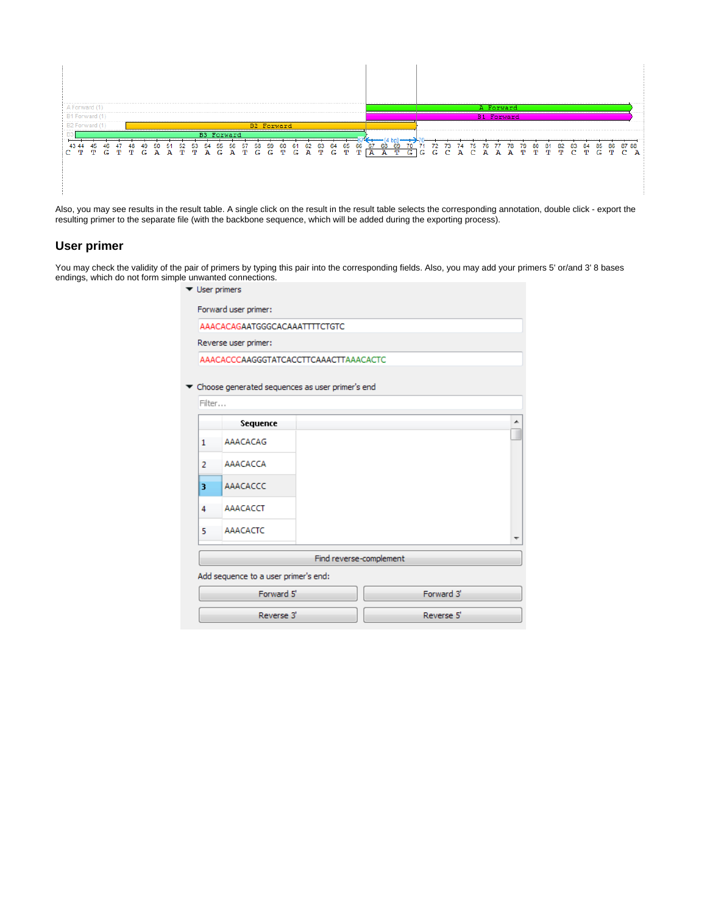A Forward (1)

B1 Forward (1)

B2 Forward (1)

B3

A Forward

B1 Forward

B2 Forward

B3 Forward

[4 bp]

43 44 45 46 47 48 49 50 51 52 53 54 55 56 57 58 59 60 61 62 63 64 65 66 67 68 69 70 71 72 73 74 75 76 77 78 79 80 81 82 83 84 85 86 87 88

C T T G T T G A A T T A G A T G G T G A T G T T A A T G G G C A C A A A T T T T C T G T C A

Also, you may see results in the result table. A single click on the result in the result table selects the corresponding annotation, double click - export the resulting primer to the separate file (with the backbone sequence, which will be added during the exporting process).

## User primer

You may check the validity of the pair of primers by typing this pair into the corresponding fields. Also, you may add your primers 5' or/and 3' 8 bases endings, which do not form simple unwanted connections.

User primers

Forward user primer:

AAACACAGAATGGGCACAAATTTTCTGTC

Reverse user primer:

AAACACCCAAGGGTATCACCTTCAAACTTAAACACTC

Choose generated sequences as user primer's end

Filter...

| | Sequence |
|---|---|
| 1 | AAACACAG |
| 2 | AAACACCA |
| 3 | AAACACCC |
| 4 | AAACACCT |
| 5 | AAACACTC |

Find reverse-complement

Add sequence to a user primer's end:

Forward 5'

Forward 3'

Reverse 3'

Reverse 5'